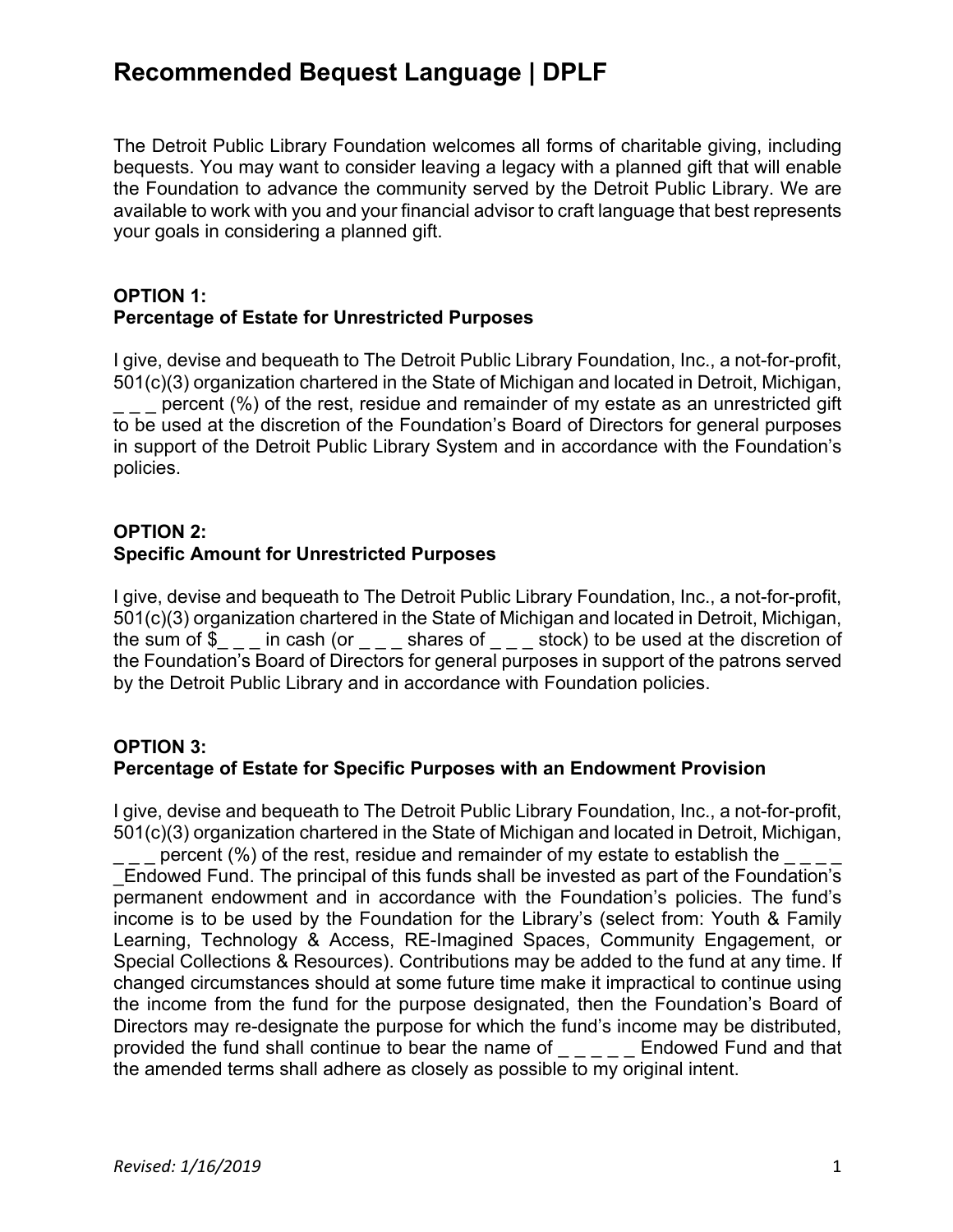# Recommended Bequest Language | DPLF

The Detroit Public Library Foundation welcomes all forms of charitable giving, including bequests. You may want to consider leaving a legacy with a planned gift that will enable the Foundation to advance the community served by the Detroit Public Library. We are available to work with you and your financial advisor to craft language that best represents your goals in considering a planned gift.

**OPTION 1:**
**Percentage of Estate for Unrestricted Purposes**

I give, devise and bequeath to The Detroit Public Library Foundation, Inc., a not-for-profit, 501(c)(3) organization chartered in the State of Michigan and located in Detroit, Michigan, _ _ _ percent (%) of the rest, residue and remainder of my estate as an unrestricted gift to be used at the discretion of the Foundation's Board of Directors for general purposes in support of the Detroit Public Library System and in accordance with the Foundation's policies.

**OPTION 2:**
**Specific Amount for Unrestricted Purposes**

I give, devise and bequeath to The Detroit Public Library Foundation, Inc., a not-for-profit, 501(c)(3) organization chartered in the State of Michigan and located in Detroit, Michigan, the sum of $_ _ _ in cash (or _ _ _ shares of _ _ _ stock) to be used at the discretion of the Foundation's Board of Directors for general purposes in support of the patrons served by the Detroit Public Library and in accordance with Foundation policies.

**OPTION 3:**
**Percentage of Estate for Specific Purposes with an Endowment Provision**

I give, devise and bequeath to The Detroit Public Library Foundation, Inc., a not-for-profit, 501(c)(3) organization chartered in the State of Michigan and located in Detroit, Michigan, _ _ _ percent (%) of the rest, residue and remainder of my estate to establish the _ _ _ _ _Endowed Fund. The principal of this funds shall be invested as part of the Foundation's permanent endowment and in accordance with the Foundation's policies. The fund's income is to be used by the Foundation for the Library's (select from: Youth & Family Learning, Technology & Access, RE-Imagined Spaces, Community Engagement, or Special Collections & Resources). Contributions may be added to the fund at any time. If changed circumstances should at some future time make it impractical to continue using the income from the fund for the purpose designated, then the Foundation's Board of Directors may re-designate the purpose for which the fund's income may be distributed, provided the fund shall continue to bear the name of _ _ _ _ _ Endowed Fund and that the amended terms shall adhere as closely as possible to my original intent.

*Revised: 1/16/2019*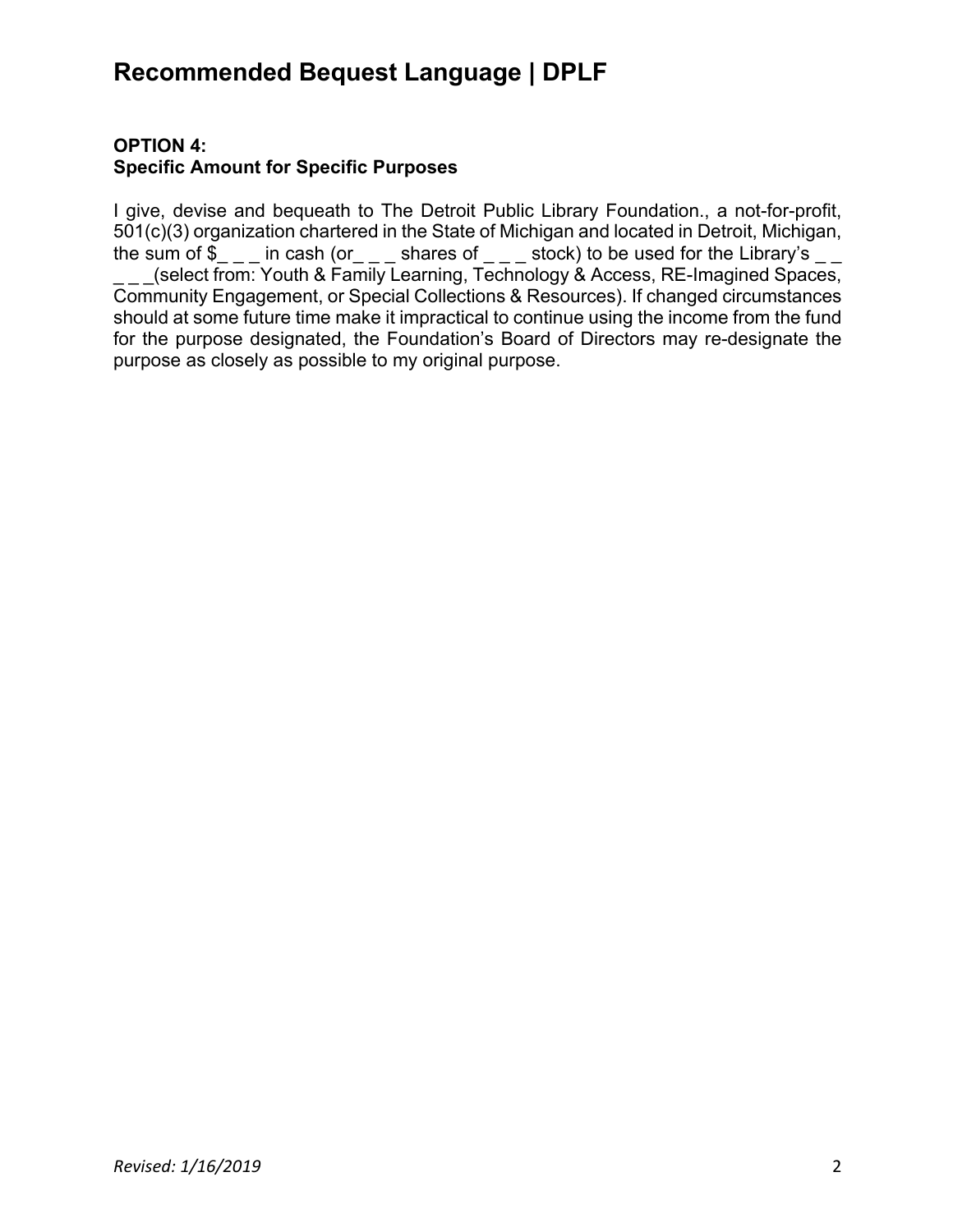# Recommended Bequest Language | DPLF

**OPTION 4:**
**Specific Amount for Specific Purposes**

I give, devise and bequeath to The Detroit Public Library Foundation., a not-for-profit, 501(c)(3) organization chartered in the State of Michigan and located in Detroit, Michigan, the sum of $_ _ _ in cash (or_ _ _ shares of _ _ _ stock) to be used for the Library's _ _ _ _ _(select from: Youth & Family Learning, Technology & Access, RE-Imagined Spaces, Community Engagement, or Special Collections & Resources). If changed circumstances should at some future time make it impractical to continue using the income from the fund for the purpose designated, the Foundation's Board of Directors may re-designate the purpose as closely as possible to my original purpose.

*Revised: 1/16/2019*